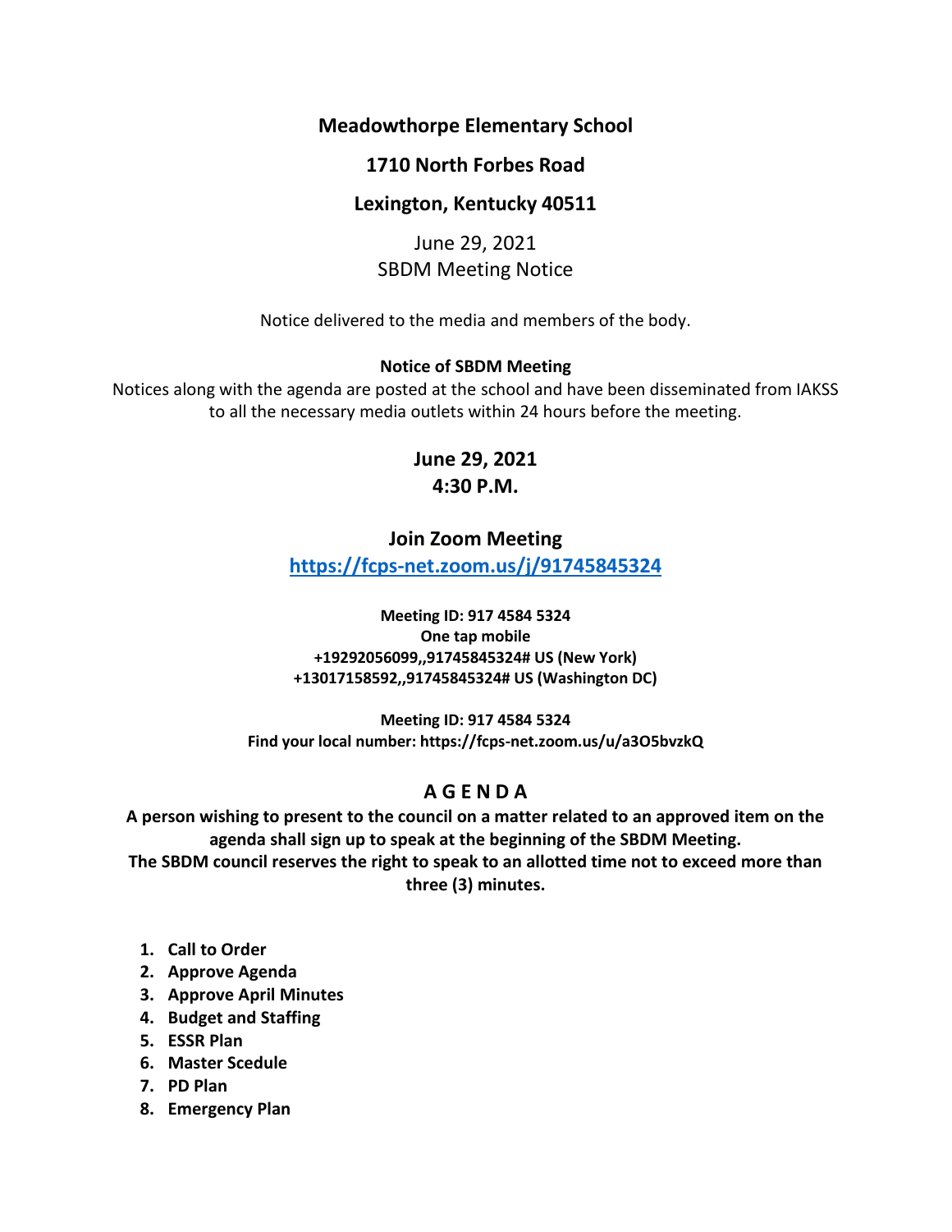**Meadowthorpe Elementary School**

**1710 North Forbes Road**

**Lexington, Kentucky 40511**

June 29, 2021
SBDM Meeting Notice

Notice delivered to the media and members of the body.

**Notice of SBDM Meeting**

Notices along with the agenda are posted at the school and have been disseminated from IAKSS to all the necessary media outlets within 24 hours before the meeting.

**June 29, 2021**
**4:30 P.M.**

**Join Zoom Meeting**

**https://fcps-net.zoom.us/j/91745845324**

**Meeting ID: 917 4584 5324**
**One tap mobile**
**+19292056099,,91745845324# US (New York)**
**+13017158592,,91745845324# US (Washington DC)**

**Meeting ID: 917 4584 5324**
**Find your local number: https://fcps-net.zoom.us/u/a3O5bvzkQ**

## A G E N D A

**A person wishing to present to the council on a matter related to an approved item on the agenda shall sign up to speak at the beginning of the SBDM Meeting.**
**The SBDM council reserves the right to speak to an allotted time not to exceed more than three (3) minutes.**

1. **Call to Order**
2. **Approve Agenda**
3. **Approve April Minutes**
4. **Budget and Staffing**
5. **ESSR Plan**
6. **Master Scedule**
7. **PD Plan**
8. **Emergency Plan**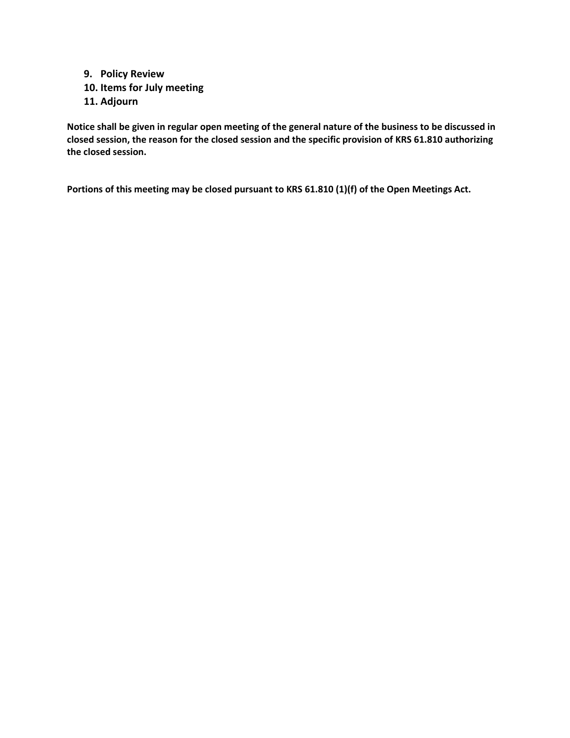9. **Policy Review**
10. **Items for July meeting**
11. **Adjourn**

**Notice shall be given in regular open meeting of the general nature of the business to be discussed in closed session, the reason for the closed session and the specific provision of KRS 61.810 authorizing the closed session.**

**Portions of this meeting may be closed pursuant to KRS 61.810 (1)(f) of the Open Meetings Act.**